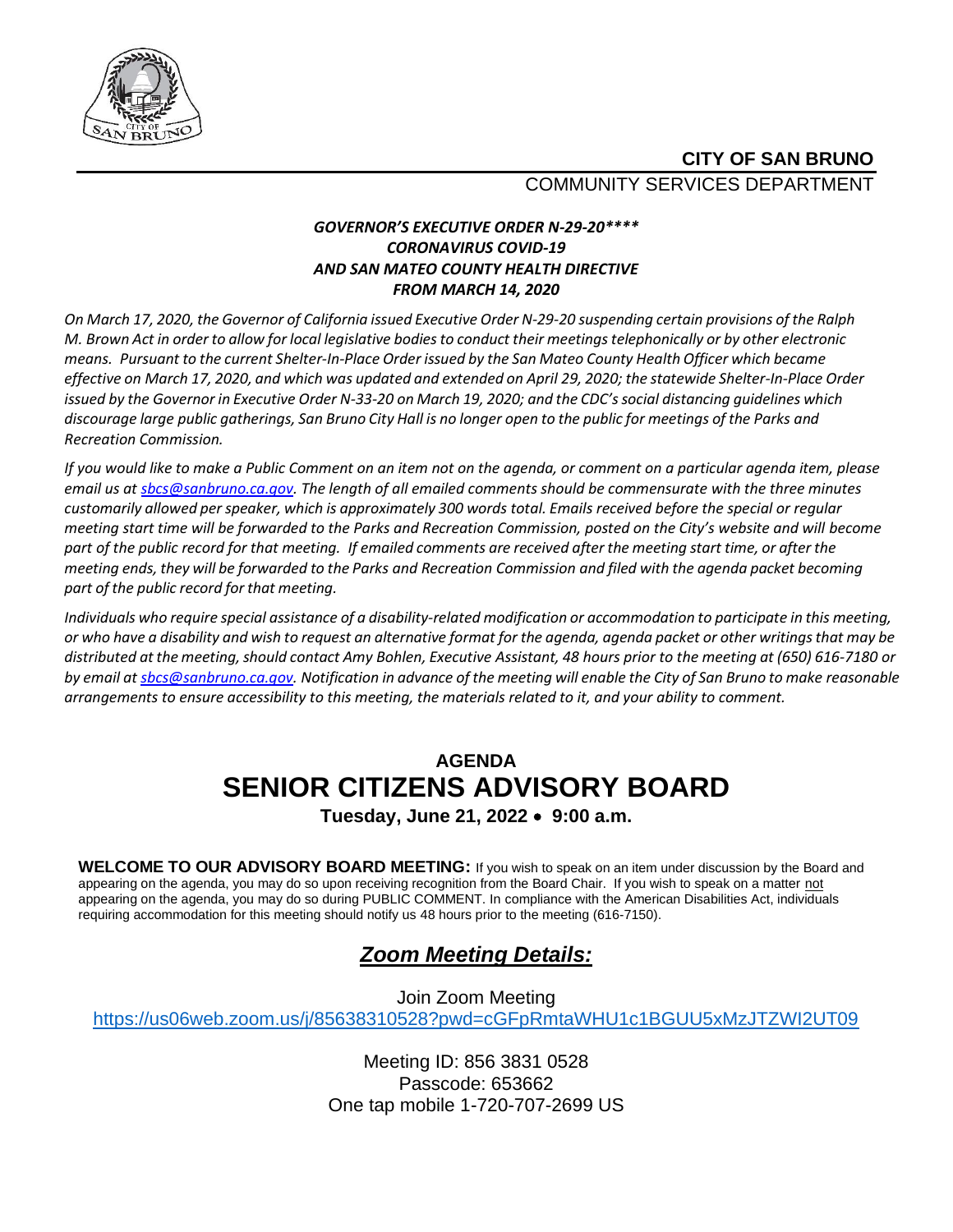**CITY OF SAN BRUNO**

COMMUNITY SERVICES DEPARTMENT

***GOVERNOR'S EXECUTIVE ORDER N-29-20\*\*\*\****
***CORONAVIRUS COVID-19***
***AND SAN MATEO COUNTY HEALTH DIRECTIVE***
***FROM MARCH 14, 2020***

*On March 17, 2020, the Governor of California issued Executive Order N-29-20 suspending certain provisions of the Ralph M. Brown Act in order to allow for local legislative bodies to conduct their meetings telephonically or by other electronic means. Pursuant to the current Shelter-In-Place Order issued by the San Mateo County Health Officer which became effective on March 17, 2020, and which was updated and extended on April 29, 2020; the statewide Shelter-In-Place Order issued by the Governor in Executive Order N-33-20 on March 19, 2020; and the CDC's social distancing guidelines which discourage large public gatherings, San Bruno City Hall is no longer open to the public for meetings of the Parks and Recreation Commission.*

*If you would like to make a Public Comment on an item not on the agenda, or comment on a particular agenda item, please email us at sbcs@sanbruno.ca.gov. The length of all emailed comments should be commensurate with the three minutes customarily allowed per speaker, which is approximately 300 words total. Emails received before the special or regular meeting start time will be forwarded to the Parks and Recreation Commission, posted on the City's website and will become part of the public record for that meeting. If emailed comments are received after the meeting start time, or after the meeting ends, they will be forwarded to the Parks and Recreation Commission and filed with the agenda packet becoming part of the public record for that meeting.*

*Individuals who require special assistance of a disability-related modification or accommodation to participate in this meeting, or who have a disability and wish to request an alternative format for the agenda, agenda packet or other writings that may be distributed at the meeting, should contact Amy Bohlen, Executive Assistant, 48 hours prior to the meeting at (650) 616-7180 or by email at sbcs@sanbruno.ca.gov. Notification in advance of the meeting will enable the City of San Bruno to make reasonable arrangements to ensure accessibility to this meeting, the materials related to it, and your ability to comment.*

## AGENDA

# SENIOR CITIZENS ADVISORY BOARD

**Tuesday, June 21, 2022 • 9:00 a.m.**

**WELCOME TO OUR ADVISORY BOARD MEETING:** If you wish to speak on an item under discussion by the Board and appearing on the agenda, you may do so upon receiving recognition from the Board Chair. If you wish to speak on a matter not appearing on the agenda, you may do so during PUBLIC COMMENT. In compliance with the American Disabilities Act, individuals requiring accommodation for this meeting should notify us 48 hours prior to the meeting (616-7150).

## ***Zoom Meeting Details:***

Join Zoom Meeting
https://us06web.zoom.us/j/85638310528?pwd=cGFpRmtaWHU1c1BGUU5xMzJTZWI2UT09

Meeting ID: 856 3831 0528
Passcode: 653662
One tap mobile 1-720-707-2699 US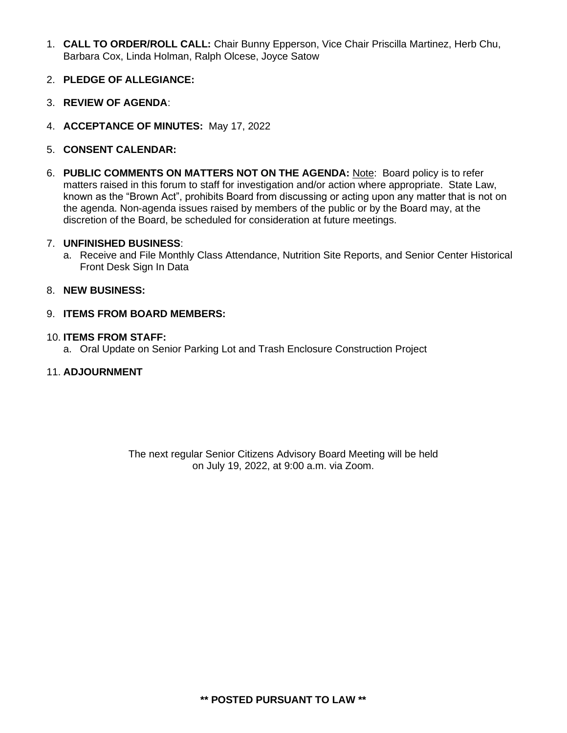1. **CALL TO ORDER/ROLL CALL:** Chair Bunny Epperson, Vice Chair Priscilla Martinez, Herb Chu, Barbara Cox, Linda Holman, Ralph Olcese, Joyce Satow

2. **PLEDGE OF ALLEGIANCE:**

3. **REVIEW OF AGENDA**:

4. **ACCEPTANCE OF MINUTES:** May 17, 2022

5. **CONSENT CALENDAR:**

6. **PUBLIC COMMENTS ON MATTERS NOT ON THE AGENDA:** Note: Board policy is to refer matters raised in this forum to staff for investigation and/or action where appropriate. State Law, known as the "Brown Act", prohibits Board from discussing or acting upon any matter that is not on the agenda. Non-agenda issues raised by members of the public or by the Board may, at the discretion of the Board, be scheduled for consideration at future meetings.

7. **UNFINISHED BUSINESS**:
   a. Receive and File Monthly Class Attendance, Nutrition Site Reports, and Senior Center Historical Front Desk Sign In Data

8. **NEW BUSINESS:**

9. **ITEMS FROM BOARD MEMBERS:**

10. **ITEMS FROM STAFF:**
    a. Oral Update on Senior Parking Lot and Trash Enclosure Construction Project

11. **ADJOURNMENT**

The next regular Senior Citizens Advisory Board Meeting will be held on July 19, 2022, at 9:00 a.m. via Zoom.

**\*\* POSTED PURSUANT TO LAW \*\***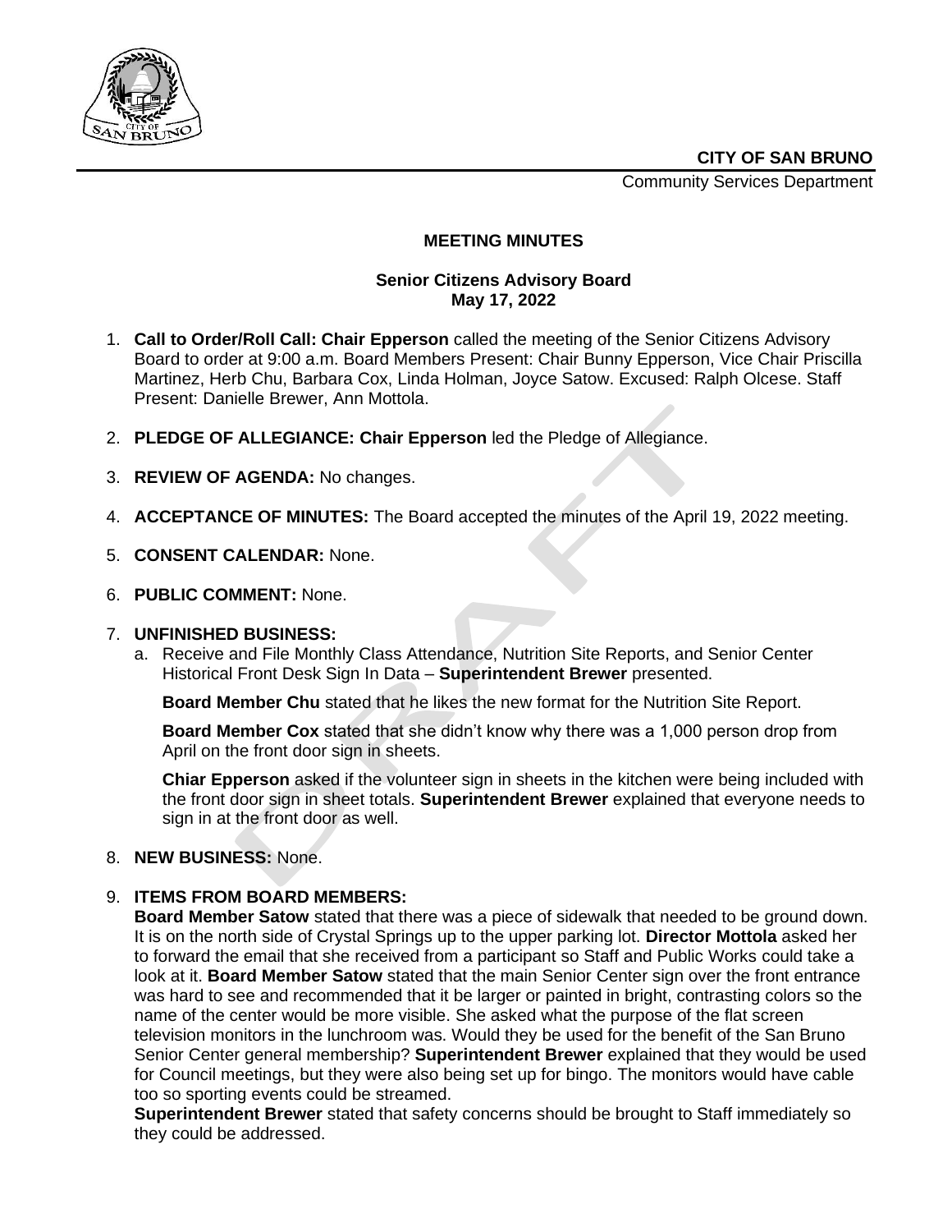**CITY OF SAN BRUNO**

Community Services Department

**MEETING MINUTES**

**Senior Citizens Advisory Board**
**May 17, 2022**

1. **Call to Order/Roll Call: Chair Epperson** called the meeting of the Senior Citizens Advisory Board to order at 9:00 a.m. Board Members Present: Chair Bunny Epperson, Vice Chair Priscilla Martinez, Herb Chu, Barbara Cox, Linda Holman, Joyce Satow. Excused: Ralph Olcese. Staff Present: Danielle Brewer, Ann Mottola.

2. **PLEDGE OF ALLEGIANCE: Chair Epperson** led the Pledge of Allegiance.

3. **REVIEW OF AGENDA:** No changes.

4. **ACCEPTANCE OF MINUTES:** The Board accepted the minutes of the April 19, 2022 meeting.

5. **CONSENT CALENDAR:** None.

6. **PUBLIC COMMENT:** None.

7. **UNFINISHED BUSINESS:**
   a. Receive and File Monthly Class Attendance, Nutrition Site Reports, and Senior Center Historical Front Desk Sign In Data – **Superintendent Brewer** presented.

      **Board Member Chu** stated that he likes the new format for the Nutrition Site Report.

      **Board Member Cox** stated that she didn't know why there was a 1,000 person drop from April on the front door sign in sheets.

      **Chiar Epperson** asked if the volunteer sign in sheets in the kitchen were being included with the front door sign in sheet totals. **Superintendent Brewer** explained that everyone needs to sign in at the front door as well.

8. **NEW BUSINESS:** None.

9. **ITEMS FROM BOARD MEMBERS:**
   **Board Member Satow** stated that there was a piece of sidewalk that needed to be ground down. It is on the north side of Crystal Springs up to the upper parking lot. **Director Mottola** asked her to forward the email that she received from a participant so Staff and Public Works could take a look at it. **Board Member Satow** stated that the main Senior Center sign over the front entrance was hard to see and recommended that it be larger or painted in bright, contrasting colors so the name of the center would be more visible. She asked what the purpose of the flat screen television monitors in the lunchroom was. Would they be used for the benefit of the San Bruno Senior Center general membership? **Superintendent Brewer** explained that they would be used for Council meetings, but they were also being set up for bingo. The monitors would have cable too so sporting events could be streamed.
   **Superintendent Brewer** stated that safety concerns should be brought to Staff immediately so they could be addressed.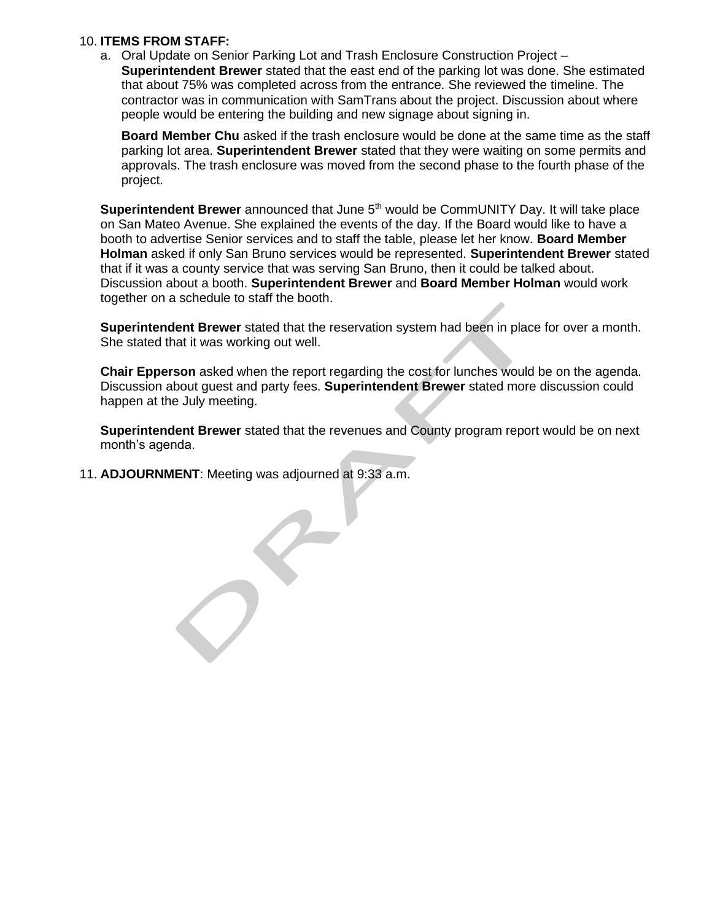10. **ITEMS FROM STAFF:**
    a. Oral Update on Senior Parking Lot and Trash Enclosure Construction Project – **Superintendent Brewer** stated that the east end of the parking lot was done. She estimated that about 75% was completed across from the entrance. She reviewed the timeline. The contractor was in communication with SamTrans about the project. Discussion about where people would be entering the building and new signage about signing in.

       **Board Member Chu** asked if the trash enclosure would be done at the same time as the staff parking lot area. **Superintendent Brewer** stated that they were waiting on some permits and approvals. The trash enclosure was moved from the second phase to the fourth phase of the project.

    **Superintendent Brewer** announced that June 5th would be CommUNITY Day. It will take place on San Mateo Avenue. She explained the events of the day. If the Board would like to have a booth to advertise Senior services and to staff the table, please let her know. **Board Member Holman** asked if only San Bruno services would be represented. **Superintendent Brewer** stated that if it was a county service that was serving San Bruno, then it could be talked about. Discussion about a booth. **Superintendent Brewer** and **Board Member Holman** would work together on a schedule to staff the booth.

    **Superintendent Brewer** stated that the reservation system had been in place for over a month. She stated that it was working out well.

    **Chair Epperson** asked when the report regarding the cost for lunches would be on the agenda. Discussion about guest and party fees. **Superintendent Brewer** stated more discussion could happen at the July meeting.

    **Superintendent Brewer** stated that the revenues and County program report would be on next month's agenda.

11. **ADJOURNMENT**: Meeting was adjourned at 9:33 a.m.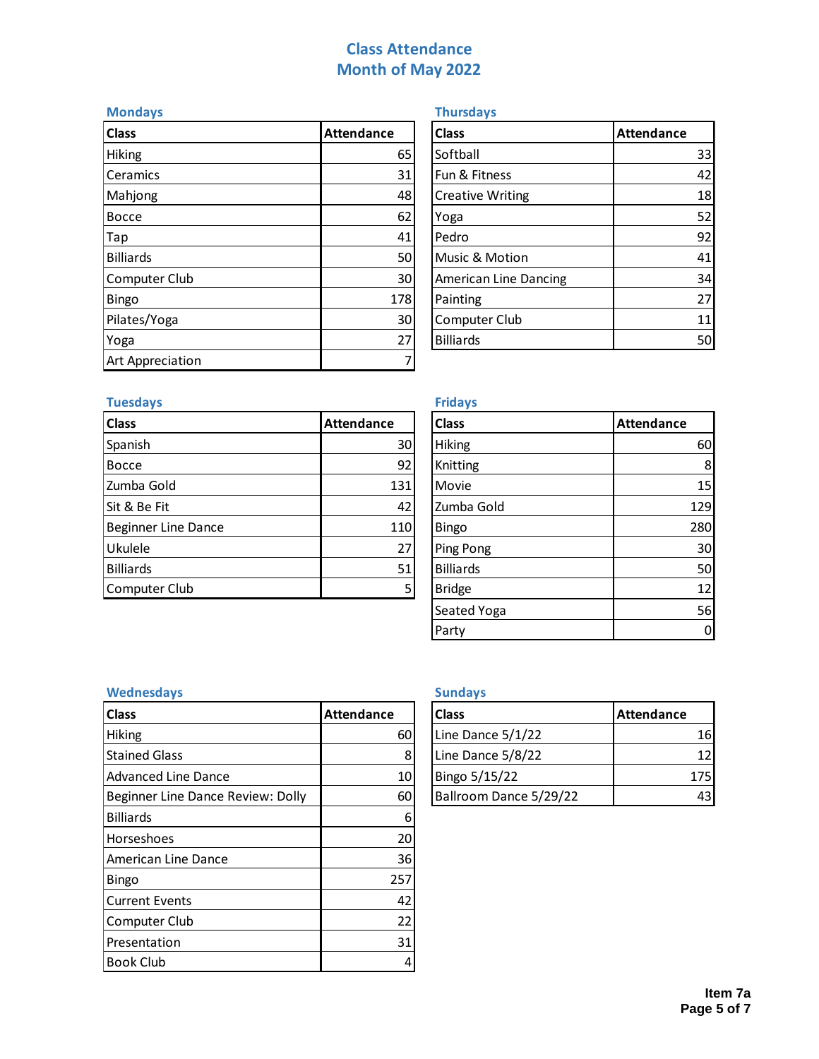# Class Attendance
# Month of May 2022

### Mondays

| Class | Attendance |
|---|---|
| Hiking | 65 |
| Ceramics | 31 |
| Mahjong | 48 |
| Bocce | 62 |
| Tap | 41 |
| Billiards | 50 |
| Computer Club | 30 |
| Bingo | 178 |
| Pilates/Yoga | 30 |
| Yoga | 27 |
| Art Appreciation | 7 |

### Thursdays

| Class | Attendance |
|---|---|
| Softball | 33 |
| Fun & Fitness | 42 |
| Creative Writing | 18 |
| Yoga | 52 |
| Pedro | 92 |
| Music & Motion | 41 |
| American Line Dancing | 34 |
| Painting | 27 |
| Computer Club | 11 |
| Billiards | 50 |

### Tuesdays

| Class | Attendance |
|---|---|
| Spanish | 30 |
| Bocce | 92 |
| Zumba Gold | 131 |
| Sit & Be Fit | 42 |
| Beginner Line Dance | 110 |
| Ukulele | 27 |
| Billiards | 51 |
| Computer Club | 5 |

### Fridays

| Class | Attendance |
|---|---|
| Hiking | 60 |
| Knitting | 8 |
| Movie | 15 |
| Zumba Gold | 129 |
| Bingo | 280 |
| Ping Pong | 30 |
| Billiards | 50 |
| Bridge | 12 |
| Seated Yoga | 56 |
| Party | 0 |

### Wednesdays

| Class | Attendance |
|---|---|
| Hiking | 60 |
| Stained Glass | 8 |
| Advanced Line Dance | 10 |
| Beginner Line Dance Review: Dolly | 60 |
| Billiards | 6 |
| Horseshoes | 20 |
| American Line Dance | 36 |
| Bingo | 257 |
| Current Events | 42 |
| Computer Club | 22 |
| Presentation | 31 |
| Book Club | 4 |

### Sundays

| Class | Attendance |
|---|---|
| Line Dance 5/1/22 | 16 |
| Line Dance 5/8/22 | 12 |
| Bingo 5/15/22 | 175 |
| Ballroom Dance 5/29/22 | 43 |

Item 7a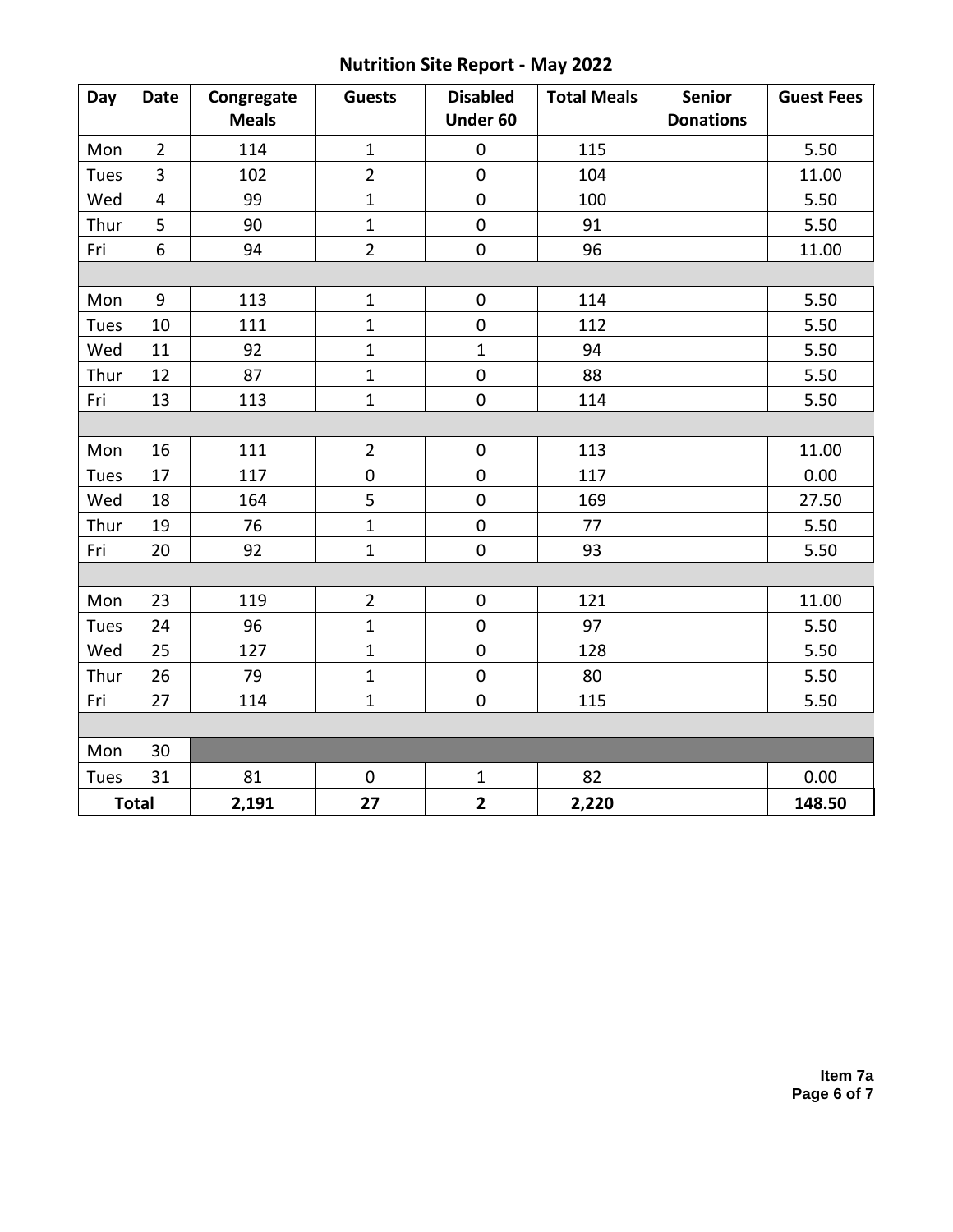# Nutrition Site Report - May 2022

| Day | Date | Congregate Meals | Guests | Disabled Under 60 | Total Meals | Senior Donations | Guest Fees |
|---|---|---|---|---|---|---|---|
| Mon | 2 | 114 | 1 | 0 | 115 | | 5.50 |
| Tues | 3 | 102 | 2 | 0 | 104 | | 11.00 |
| Wed | 4 | 99 | 1 | 0 | 100 | | 5.50 |
| Thur | 5 | 90 | 1 | 0 | 91 | | 5.50 |
| Fri | 6 | 94 | 2 | 0 | 96 | | 11.00 |
| | | | | | | | |
| Mon | 9 | 113 | 1 | 0 | 114 | | 5.50 |
| Tues | 10 | 111 | 1 | 0 | 112 | | 5.50 |
| Wed | 11 | 92 | 1 | 1 | 94 | | 5.50 |
| Thur | 12 | 87 | 1 | 0 | 88 | | 5.50 |
| Fri | 13 | 113 | 1 | 0 | 114 | | 5.50 |
| | | | | | | | |
| Mon | 16 | 111 | 2 | 0 | 113 | | 11.00 |
| Tues | 17 | 117 | 0 | 0 | 117 | | 0.00 |
| Wed | 18 | 164 | 5 | 0 | 169 | | 27.50 |
| Thur | 19 | 76 | 1 | 0 | 77 | | 5.50 |
| Fri | 20 | 92 | 1 | 0 | 93 | | 5.50 |
| | | | | | | | |
| Mon | 23 | 119 | 2 | 0 | 121 | | 11.00 |
| Tues | 24 | 96 | 1 | 0 | 97 | | 5.50 |
| Wed | 25 | 127 | 1 | 0 | 128 | | 5.50 |
| Thur | 26 | 79 | 1 | 0 | 80 | | 5.50 |
| Fri | 27 | 114 | 1 | 0 | 115 | | 5.50 |
| | | | | | | | |
| Mon | 30 | | | | | | |
| Tues | 31 | 81 | 0 | 1 | 82 | | 0.00 |
| **Total** | | **2,191** | **27** | **2** | **2,220** | | **148.50** |

**Item 7a**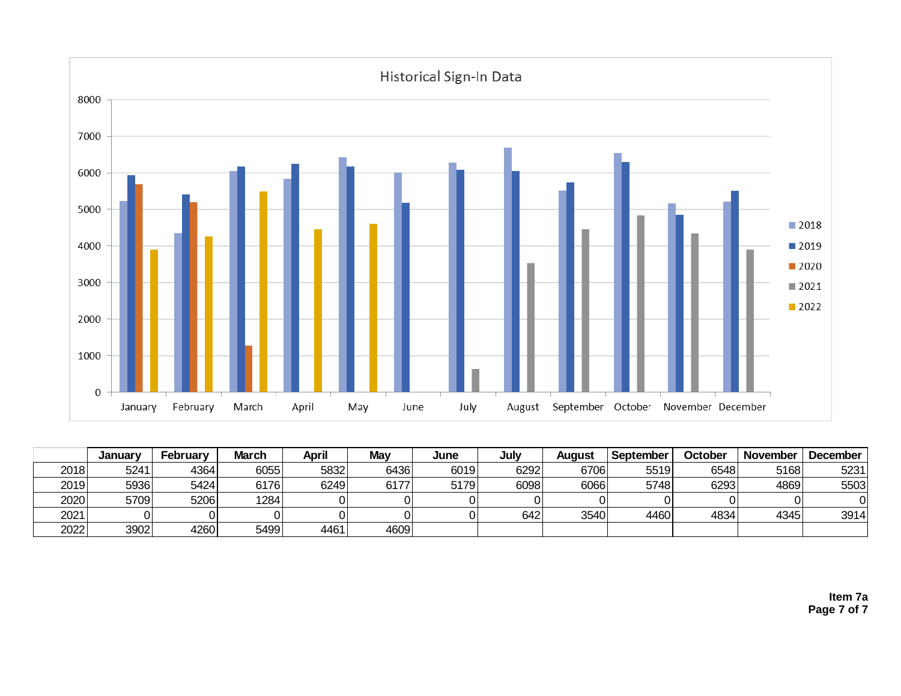Historical Sign-In Data

8000
7000
6000
5000
4000
3000
2000
1000
0

January February March April May June July August September October November December

2018
2019
2020
2021
2022

| | January | February | March | April | May | June | July | August | September | October | November | December |
|---|---|---|---|---|---|---|---|---|---|---|---|---|
| 2018 | 5241 | 4364 | 6055 | 5832 | 6436 | 6019 | 6292 | 6706 | 5519 | 6548 | 5168 | 5231 |
| 2019 | 5936 | 5424 | 6176 | 6249 | 6177 | 5179 | 6098 | 6066 | 5748 | 6293 | 4869 | 5503 |
| 2020 | 5709 | 5206 | 1284 | 0 | 0 | 0 | 0 | 0 | 0 | 0 | 0 | 0 |
| 2021 | 0 | 0 | 0 | 0 | 0 | 0 | 642 | 3540 | 4460 | 4834 | 4345 | 3914 |
| 2022 | 3902 | 4260 | 5499 | 4461 | 4609 | | | | | | | |

**Item 7a**